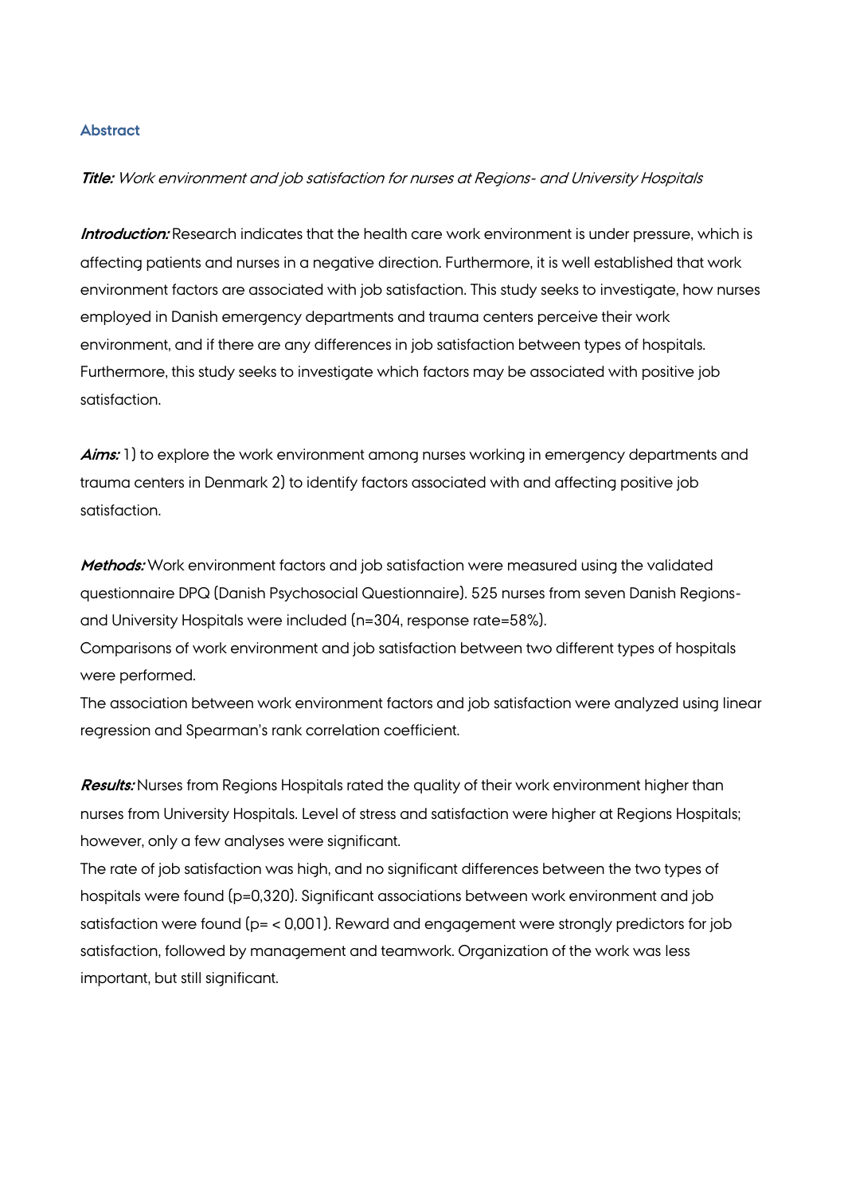## Abstract

***Title:*** *Work environment and job satisfaction for nurses at Regions- and University Hospitals*

***Introduction:*** Research indicates that the health care work environment is under pressure, which is affecting patients and nurses in a negative direction. Furthermore, it is well established that work environment factors are associated with job satisfaction. This study seeks to investigate, how nurses employed in Danish emergency departments and trauma centers perceive their work environment, and if there are any differences in job satisfaction between types of hospitals. Furthermore, this study seeks to investigate which factors may be associated with positive job satisfaction.

***Aims:*** 1) to explore the work environment among nurses working in emergency departments and trauma centers in Denmark 2) to identify factors associated with and affecting positive job satisfaction.

***Methods:*** Work environment factors and job satisfaction were measured using the validated questionnaire DPQ (Danish Psychosocial Questionnaire). 525 nurses from seven Danish Regions- and University Hospitals were included (n=304, response rate=58%).

Comparisons of work environment and job satisfaction between two different types of hospitals were performed.

The association between work environment factors and job satisfaction were analyzed using linear regression and Spearman's rank correlation coefficient.

***Results:*** Nurses from Regions Hospitals rated the quality of their work environment higher than nurses from University Hospitals. Level of stress and satisfaction were higher at Regions Hospitals; however, only a few analyses were significant.

The rate of job satisfaction was high, and no significant differences between the two types of hospitals were found (p=0,320). Significant associations between work environment and job satisfaction were found (p= < 0,001). Reward and engagement were strongly predictors for job satisfaction, followed by management and teamwork. Organization of the work was less important, but still significant.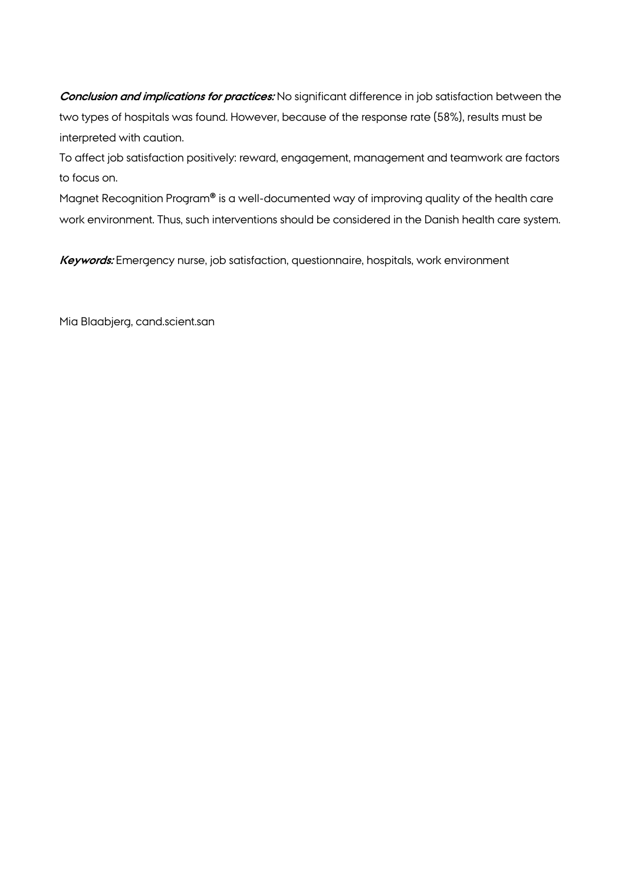***Conclusion and implications for practices:*** No significant difference in job satisfaction between the two types of hospitals was found. However, because of the response rate (58%), results must be interpreted with caution.

To affect job satisfaction positively: reward, engagement, management and teamwork are factors to focus on.

Magnet Recognition Program® is a well-documented way of improving quality of the health care work environment. Thus, such interventions should be considered in the Danish health care system.

***Keywords:*** Emergency nurse, job satisfaction, questionnaire, hospitals, work environment

Mia Blaabjerg, cand.scient.san